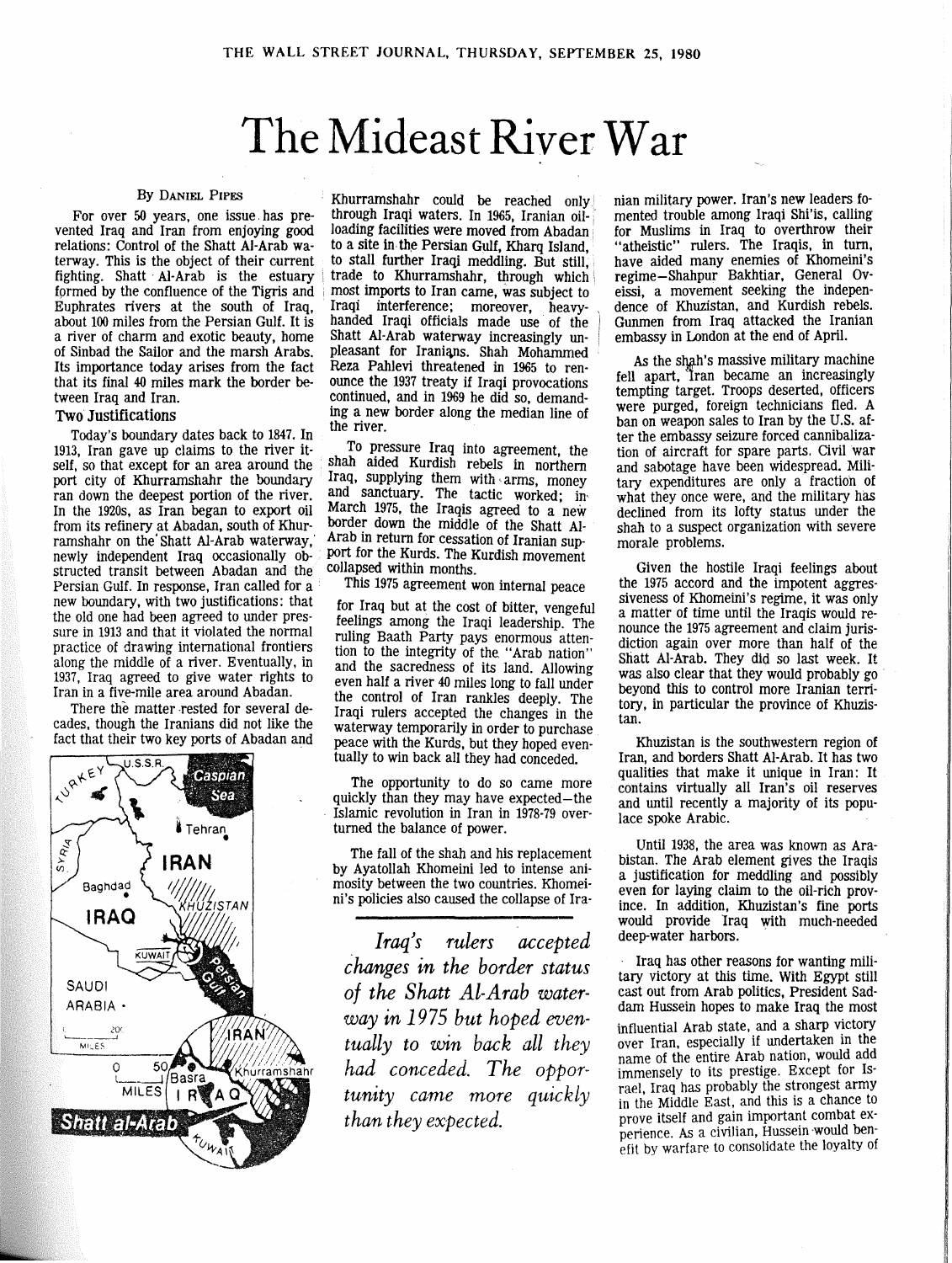# The Mideast River War

By Daniel Pipes

For over 50 years, one issue has prevented Iraq and Iran from enjoying good relations: Control of the Shatt Al-Arab waterway. This is the object of their current fighting. Shatt Al-Arab is the estuary formed by the confluence of the Tigris and Euphrates rivers at the south of Iraq, about 100 miles from the Persian Gulf. It is a river of charm and exotic beauty, home of Sinbad the Sailor and the marsh Arabs. Its importance today arises from the fact that its final 40 miles mark the border between Iraq and Iran.

## Two Justifications

Today's boundary dates back to 1847. In 1913, Iran gave up claims to the river itself, so that except for an area around the port city of Khurramshahr the boundary ran down the deepest portion of the river. In the 1920s, as Iran began to export oil from its refinery at Abadan, south of Khurramshahr on the Shatt Al-Arab waterway, newly independent Iraq occasionally obstructed transit between Abadan and the Persian Gulf. In response, Iran called for a new boundary, with two justifications: that the old one had been agreed to under pressure in 1913 and that it violated the normal practice of drawing international frontiers along the middle of a river. Eventually, in 1937, Iraq agreed to give water rights to Iran in a five-mile area around Abadan.

There the matter rested for several decades, though the Iranians did not like the fact that their two key ports of Abadan and Khurramshahr could be reached only through Iraqi waters. In 1965, Iranian oil-loading facilities were moved from Abadan to a site in the Persian Gulf, Kharq Island, to stall further Iraqi meddling. But still, trade to Khurramshahr, through which most imports to Iran came, was subject to Iraqi interference; moreover, heavy-handed Iraqi officials made use of the Shatt Al-Arab waterway increasingly unpleasant for Iranians. Shah Mohammed Reza Pahlevi threatened in 1965 to renounce the 1937 treaty if Iraqi provocations continued, and in 1969 he did so, demanding a new border along the median line of the river.

To pressure Iraq into agreement, the shah aided Kurdish rebels in northern Iraq, supplying them with arms, money and sanctuary. The tactic worked; in March 1975, the Iraqis agreed to a new border down the middle of the Shatt Al-Arab in return for cessation of Iranian support for the Kurds. The Kurdish movement collapsed within months.

This 1975 agreement won internal peace for Iraq but at the cost of bitter, vengeful feelings among the Iraqi leadership. The ruling Baath Party pays enormous attention to the integrity of the "Arab nation" and the sacredness of its land. Allowing even half a river 40 miles long to fall under the control of Iran rankles deeply. The Iraqi rulers accepted the changes in the waterway temporarily in order to purchase peace with the Kurds, but they hoped eventually to win back all they had conceded.

The opportunity to do so came more quickly than they may have expected—the Islamic revolution in Iran in 1978-79 overturned the balance of power.

The fall of the shah and his replacement by Ayatollah Khomeini led to intense animosity between the two countries. Khomeini's policies also caused the collapse of Iranian military power. Iran's new leaders fomented trouble among Iraqi Shi'is, calling for Muslims in Iraq to overthrow their "atheistic" rulers. The Iraqis, in turn, have aided many enemies of Khomeini's regime—Shahpur Bakhtiar, General Oveissi, a movement seeking the independence of Khuzistan, and Kurdish rebels. Gunmen from Iraq attacked the Iranian embassy in London at the end of April.

*Iraq's rulers accepted changes in the border status of the Shatt Al-Arab waterway in 1975 but hoped eventually to win back all they had conceded. The opportunity came more quickly than they expected.*

As the shah's massive military machine fell apart, Iran became an increasingly tempting target. Troops deserted, officers were purged, foreign technicians fled. A ban on weapon sales to Iran by the U.S. after the embassy seizure forced cannibalization of aircraft for spare parts. Civil war and sabotage have been widespread. Military expenditures are only a fraction of what they once were, and the military has declined from its lofty status under the shah to a suspect organization with severe morale problems.

Given the hostile Iraqi feelings about the 1975 accord and the impotent aggressiveness of Khomeini's regime, it was only a matter of time until the Iraqis would renounce the 1975 agreement and claim jurisdiction again over more than half of the Shatt Al-Arab. They did so last week. It was also clear that they would probably go beyond this to control more Iranian territory, in particular the province of Khuzistan.

Khuzistan is the southwestern region of Iran, and borders Shatt Al-Arab. It has two qualities that make it unique in Iran: It contains virtually all Iran's oil reserves and until recently a majority of its populace spoke Arabic.

Until 1938, the area was known as Arabistan. The Arab element gives the Iraqis a justification for meddling and possibly even for laying claim to the oil-rich province. In addition, Khuzistan's fine ports would provide Iraq with much-needed deep-water harbors.

Iraq has other reasons for wanting military victory at this time. With Egypt still cast out from Arab politics, President Saddam Hussein hopes to make Iraq the most influential Arab state, and a sharp victory over Iran, especially if undertaken in the name of the entire Arab nation, would add immensely to its prestige. Except for Israel, Iraq has probably the strongest army in the Middle East, and this is a chance to prove itself and gain important combat experience. As a civilian, Hussein would benefit by warfare to consolidate the loyalty of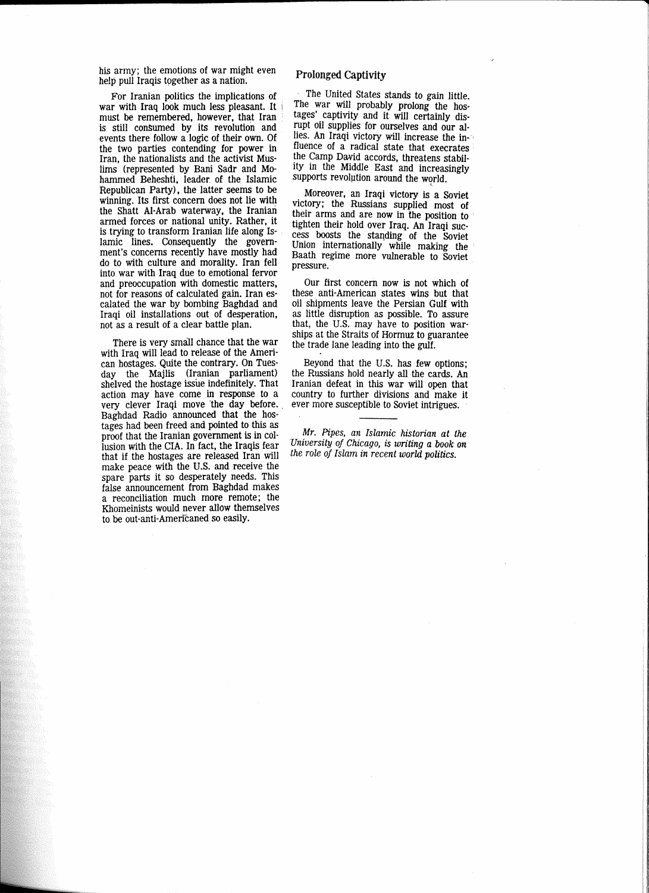his army; the emotions of war might even help pull Iraqis together as a nation.

For Iranian politics the implications of war with Iraq look much less pleasant. It must be remembered, however, that Iran is still consumed by its revolution and events there follow a logic of their own. Of the two parties contending for power in Iran, the nationalists and the activist Muslims (represented by Bani Sadr and Mohammed Beheshti, leader of the Islamic Republican Party), the latter seems to be winning. Its first concern does not lie with the Shatt Al-Arab waterway, the Iranian armed forces or national unity. Rather, it is trying to transform Iranian life along Islamic lines. Consequently the government's concerns recently have mostly had do to with culture and morality. Iran fell into war with Iraq due to emotional fervor and preoccupation with domestic matters, not for reasons of calculated gain. Iran escalated the war by bombing Baghdad and Iraqi oil installations out of desperation, not as a result of a clear battle plan.

There is very small chance that the war with Iraq will lead to release of the American hostages. Quite the contrary. On Tuesday the Majlis (Iranian parliament) shelved the hostage issue indefinitely. That action may have come in response to a very clever Iraqi move the day before. Baghdad Radio announced that the hostages had been freed and pointed to this as proof that the Iranian government is in collusion with the CIA. In fact, the Iraqis fear that if the hostages are released Iran will make peace with the U.S. and receive the spare parts it so desperately needs. This false announcement from Baghdad makes a reconciliation much more remote; the Khomeinists would never allow themselves to be out-anti-Americaned so easily.

## Prolonged Captivity

The United States stands to gain little. The war will probably prolong the hostages' captivity and it will certainly disrupt oil supplies for ourselves and our allies. An Iraqi victory will increase the influence of a radical state that execrates the Camp David accords, threatens stability in the Middle East and increasingly supports revolution around the world.

Moreover, an Iraqi victory is a Soviet victory; the Russians supplied most of their arms and are now in the position to tighten their hold over Iraq. An Iraqi success boosts the standing of the Soviet Union internationally while making the Baath regime more vulnerable to Soviet pressure.

Our first concern now is not which of these anti-American states wins but that oil shipments leave the Persian Gulf with as little disruption as possible. To assure that, the U.S. may have to position warships at the Straits of Hormuz to guarantee the trade lane leading into the gulf.

Beyond that the U.S. has few options; the Russians hold nearly all the cards. An Iranian defeat in this war will open that country to further divisions and make it ever more susceptible to Soviet intrigues.

---

*Mr. Pipes, an Islamic historian at the University of Chicago, is writing a book on the role of Islam in recent world politics.*